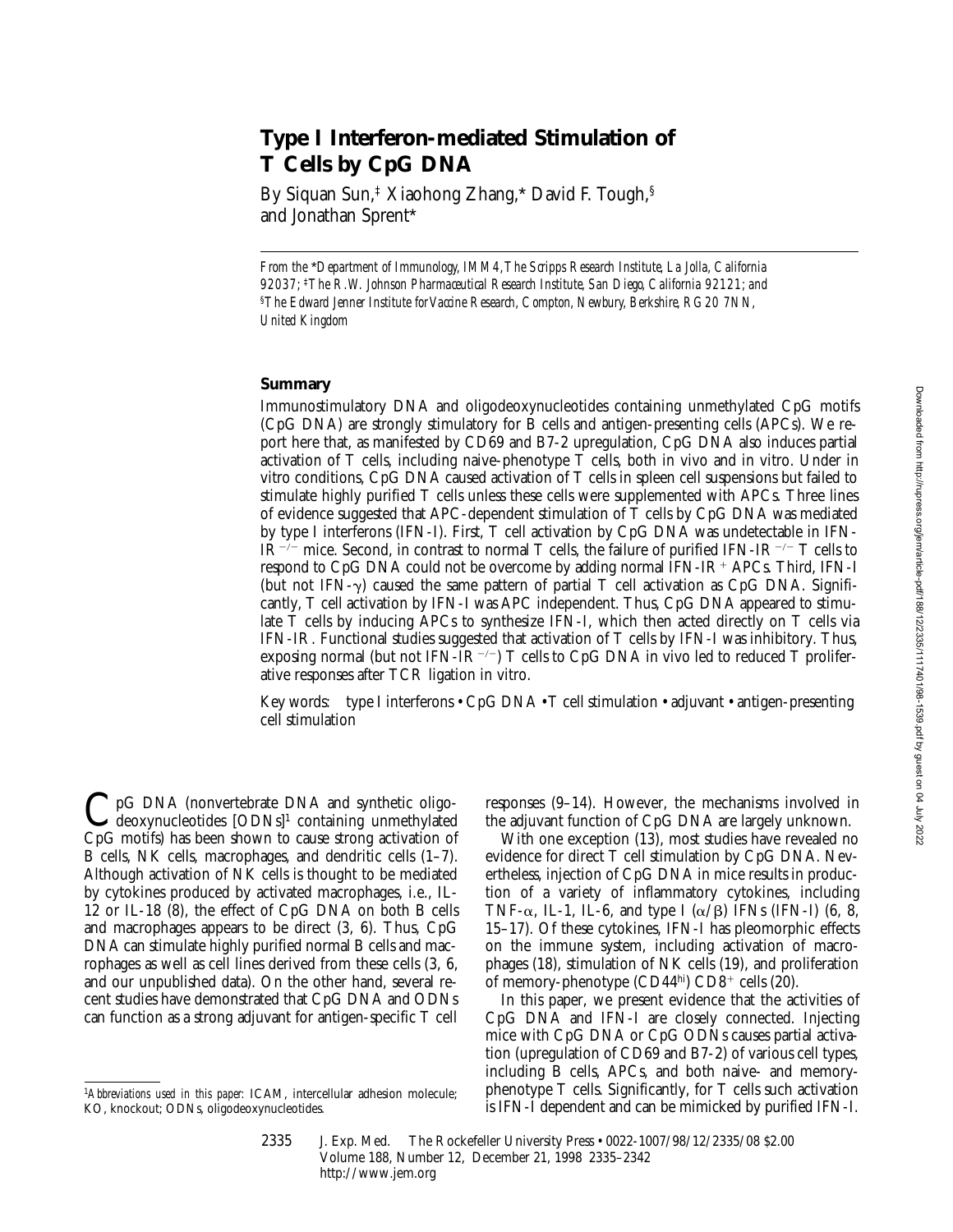# Type I Interferon-mediated Stimulation of T Cells by CpG DNA

By Siquan Sun,[‡] Xiaohong Zhang,[*] David F. Tough,[§] and Jonathan Sprent[*]

*From the* [*]*Department of Immunology, IMM4, The Scripps Research Institute, La Jolla, California 92037;* [‡]*The R.W. Johnson Pharmaceutical Research Institute, San Diego, California 92121; and* [§]*The Edward Jenner Institute for Vaccine Research, Compton, Newbury, Berkshire, RG20 7NN, United Kingdom*

## Summary

Immunostimulatory DNA and oligodeoxynucleotides containing unmethylated CpG motifs (CpG DNA) are strongly stimulatory for B cells and antigen-presenting cells (APCs). We report here that, as manifested by CD69 and B7-2 upregulation, CpG DNA also induces partial activation of T cells, including naive-phenotype T cells, both in vivo and in vitro. Under in vitro conditions, CpG DNA caused activation of T cells in spleen cell suspensions but failed to stimulate highly purified T cells unless these cells were supplemented with APCs. Three lines of evidence suggested that APC-dependent stimulation of T cells by CpG DNA was mediated by type I interferons (IFN-I). First, T cell activation by CpG DNA was undetectable in IFN-IR$^{-/-}$ mice. Second, in contrast to normal T cells, the failure of purified IFN-IR$^{-/-}$ T cells to respond to CpG DNA could not be overcome by adding normal IFN-IR$^{+}$ APCs. Third, IFN-I (but not IFN-$\gamma$) caused the same pattern of partial T cell activation as CpG DNA. Significantly, T cell activation by IFN-I was APC independent. Thus, CpG DNA appeared to stimulate T cells by inducing APCs to synthesize IFN-I, which then acted directly on T cells via IFN-IR. Functional studies suggested that activation of T cells by IFN-I was inhibitory. Thus, exposing normal (but not IFN-IR$^{-/-}$) T cells to CpG DNA in vivo led to reduced T proliferative responses after TCR ligation in vitro.

Key words: type I interferons • CpG DNA • T cell stimulation • adjuvant • antigen-presenting cell stimulation

CpG DNA (nonvertebrate DNA and synthetic oligodeoxynucleotides [ODNs][1] containing unmethylated CpG motifs) has been shown to cause strong activation of B cells, NK cells, macrophages, and dendritic cells (1–7). Although activation of NK cells is thought to be mediated by cytokines produced by activated macrophages, i.e., IL-12 or IL-18 (8), the effect of CpG DNA on both B cells and macrophages appears to be direct (3, 6). Thus, CpG DNA can stimulate highly purified normal B cells and macrophages as well as cell lines derived from these cells (3, 6, and our unpublished data). On the other hand, several recent studies have demonstrated that CpG DNA and ODNs can function as a strong adjuvant for antigen-specific T cell responses (9–14). However, the mechanisms involved in the adjuvant function of CpG DNA are largely unknown.

With one exception (13), most studies have revealed no evidence for direct T cell stimulation by CpG DNA. Nevertheless, injection of CpG DNA in mice results in production of a variety of inflammatory cytokines, including TNF-$\alpha$, IL-1, IL-6, and type I ($\alpha/\beta$) IFNs (IFN-I) (6, 8, 15–17). Of these cytokines, IFN-I has pleomorphic effects on the immune system, including activation of macrophages (18), stimulation of NK cells (19), and proliferation of memory-phenotype (CD44$^{hi}$) CD8$^{+}$ cells (20).

In this paper, we present evidence that the activities of CpG DNA and IFN-I are closely connected. Injecting mice with CpG DNA or CpG ODNs causes partial activation (upregulation of CD69 and B7-2) of various cell types, including B cells, APCs, and both naive- and memory-phenotype T cells. Significantly, for T cells such activation is IFN-I dependent and can be mimicked by purified IFN-I.

[1]*Abbreviations used in this paper:* ICAM, intercellular adhesion molecule; KO, knockout; ODNs, oligodeoxynucleotides.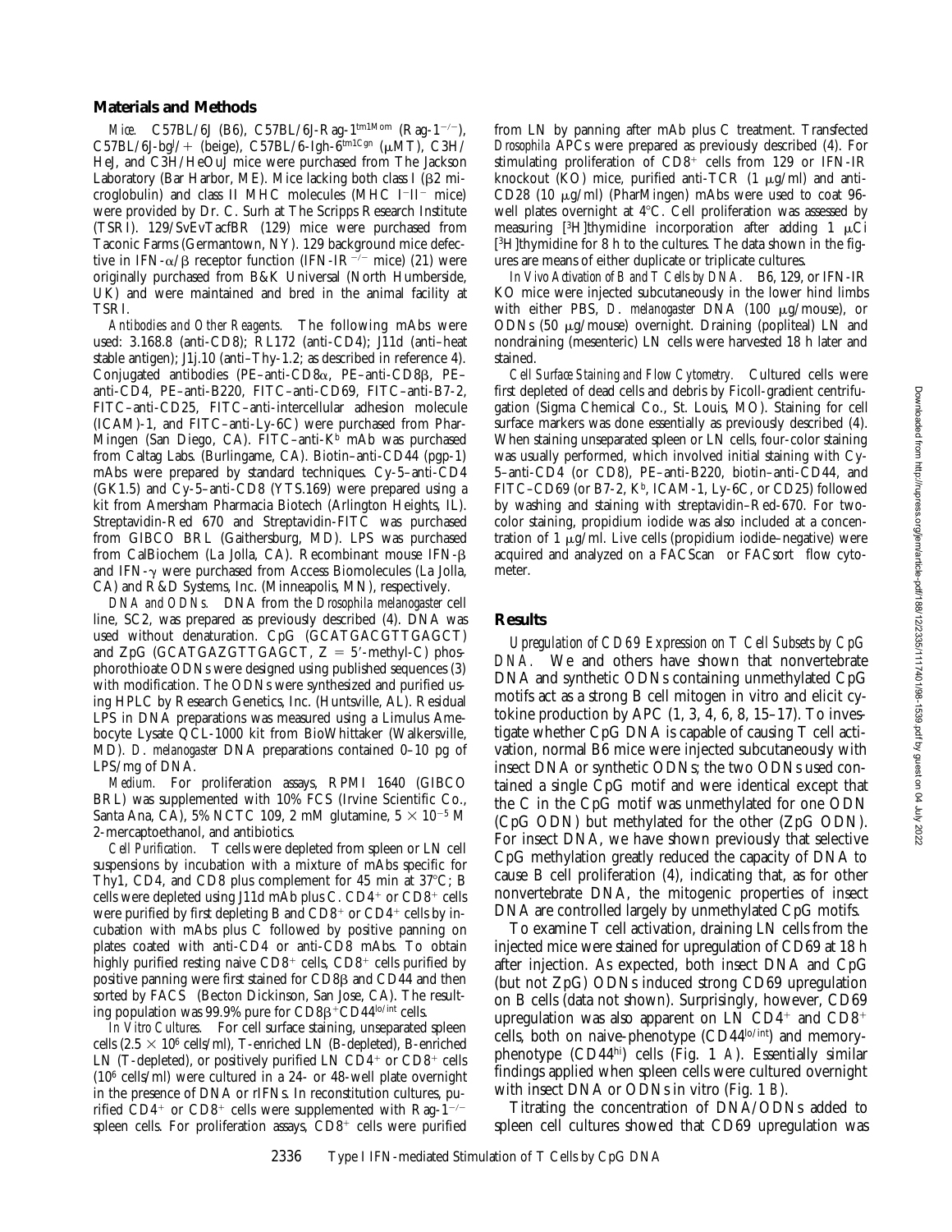## Materials and Methods

*Mice.* C57BL/6J (B6), C57BL/6J-Rag-1[tm1Mom] (Rag-$1^{-/-}$), C57BL/6J-bg[J]/+ (beige), C57BL/6-Igh-6[tm1Cgn] (μMT), C3H/HeJ, and C3H/HeOuJ mice were purchased from The Jackson Laboratory (Bar Harbor, ME). Mice lacking both class I (β2 microglobulin) and class II MHC molecules (MHC $I^-II^-$ mice) were provided by Dr. C. Surh at The Scripps Research Institute (TSRI). 129/SvEvTacfBR (129) mice were purchased from Taconic Farms (Germantown, NY). 129 background mice defective in IFN-α/β receptor function (IFN-$IR^{-/-}$ mice) (21) were originally purchased from B&K Universal (North Humberside, UK) and were maintained and bred in the animal facility at TSRI.

*Antibodies and Other Reagents.* The following mAbs were used: 3.168.8 (anti-CD8); RL172 (anti-CD4); J11d (anti–heat stable antigen); J1j.10 (anti–Thy-1.2; as described in reference 4). Conjugated antibodies (PE–anti-CD8α, PE–anti-CD8β, PE–anti-CD4, PE–anti-B220, FITC–anti-CD69, FITC–anti-B7-2, FITC–anti-CD25, FITC–anti-intercellular adhesion molecule (ICAM)-1, and FITC–anti-Ly-6C) were purchased from PharMingen (San Diego, CA). FITC–anti-$K^b$ mAb was purchased from Caltag Labs. (Burlingame, CA). Biotin–anti-CD44 (pgp-1) mAbs were prepared by standard techniques. Cy-5–anti-CD4 (GK1.5) and Cy-5–anti-CD8 (YTS.169) were prepared using a kit from Amersham Pharmacia Biotech (Arlington Heights, IL). Streptavidin-Red 670 and Streptavidin-FITC was purchased from GIBCO BRL (Gaithersburg, MD). LPS was purchased from CalBiochem (La Jolla, CA). Recombinant mouse IFN-β and IFN-γ were purchased from Access Biomolecules (La Jolla, CA) and R&D Systems, Inc. (Minneapolis, MN), respectively.

*DNA and ODNs.* DNA from the *Drosophila melanogaster* cell line, SC2, was prepared as previously described (4). DNA was used without denaturation. CpG (GCATGACGTTGAGCT) and ZpG (GCATGAZGTTGAGCT, Z = 5′-methyl-C) phosphorothioate ODNs were designed using published sequences (3) with modification. The ODNs were synthesized and purified using HPLC by Research Genetics, Inc. (Huntsville, AL). Residual LPS in DNA preparations was measured using a Limulus Amebocyte Lysate QCL-1000 kit from BioWhittaker (Walkersville, MD). *D. melanogaster* DNA preparations contained 0–10 pg of LPS/mg of DNA.

*Medium.* For proliferation assays, RPMI 1640 (GIBCO BRL) was supplemented with 10% FCS (Irvine Scientific Co., Santa Ana, CA), 5% NCTC 109, 2 mM glutamine, $5 \times 10^{-5}$ M 2-mercaptoethanol, and antibiotics.

*Cell Purification.* T cells were depleted from spleen or LN cell suspensions by incubation with a mixture of mAbs specific for Thy1, CD4, and CD8 plus complement for 45 min at 37°C; B cells were depleted using J11d mAb plus C. $CD4^+$ or $CD8^+$ cells were purified by first depleting B and $CD8^+$ or $CD4^+$ cells by incubation with mAbs plus C followed by positive panning on plates coated with anti-CD4 or anti-CD8 mAbs. To obtain highly purified resting naive $CD8^+$ cells, $CD8^+$ cells purified by positive panning were first stained for CD8β and CD44 and then sorted by FACS® (Becton Dickinson, San Jose, CA). The resulting population was 99.9% pure for CD8β$^+$CD44$^{lo/int}$ cells.

*In Vitro Cultures.* For cell surface staining, unseparated spleen cells ($2.5 \times 10^6$ cells/ml), T-enriched LN (B-depleted), B-enriched LN (T-depleted), or positively purified LN $CD4^+$ or $CD8^+$ cells ($10^6$ cells/ml) were cultured in a 24- or 48-well plate overnight in the presence of DNA or rIFNs. In reconstitution cultures, purified $CD4^+$ or $CD8^+$ cells were supplemented with Rag-$1^{-/-}$ spleen cells. For proliferation assays, $CD8^+$ cells were purified from LN by panning after mAb plus C treatment. Transfected *Drosophila* APCs were prepared as previously described (4). For stimulating proliferation of $CD8^+$ cells from 129 or IFN-IR knockout (KO) mice, purified anti-TCR (1 μg/ml) and anti-CD28 (10 μg/ml) (PharMingen) mAbs were used to coat 96-well plates overnight at 4°C. Cell proliferation was assessed by measuring [$^3$H]thymidine incorporation after adding 1 μCi [$^3$H]thymidine for 8 h to the cultures. The data shown in the figures are means of either duplicate or triplicate cultures.

*In Vivo Activation of B and T Cells by DNA.* B6, 129, or IFN-IR KO mice were injected subcutaneously in the lower hind limbs with either PBS, *D. melanogaster* DNA (100 μg/mouse), or ODNs (50 μg/mouse) overnight. Draining (popliteal) LN and nondraining (mesenteric) LN cells were harvested 18 h later and stained.

*Cell Surface Staining and Flow Cytometry.* Cultured cells were first depleted of dead cells and debris by Ficoll-gradient centrifugation (Sigma Chemical Co., St. Louis, MO). Staining for cell surface markers was done essentially as previously described (4). When staining unseparated spleen or LN cells, four-color staining was usually performed, which involved initial staining with Cy-5–anti-CD4 (or CD8), PE–anti-B220, biotin–anti-CD44, and FITC–CD69 (or B7-2, $K^b$, ICAM-1, Ly-6C, or CD25) followed by washing and staining with streptavidin–Red-670. For two-color staining, propidium iodide was also included at a concentration of 1 μg/ml. Live cells (propidium iodide–negative) were acquired and analyzed on a FACScan® or FACSort® flow cytometer.

## Results

*Upregulation of CD69 Expression on T Cell Subsets by CpG DNA.* We and others have shown that nonvertebrate DNA and synthetic ODNs containing unmethylated CpG motifs act as a strong B cell mitogen in vitro and elicit cytokine production by APC (1, 3, 4, 6, 8, 15–17). To investigate whether CpG DNA is capable of causing T cell activation, normal B6 mice were injected subcutaneously with insect DNA or synthetic ODNs; the two ODNs used contained a single CpG motif and were identical except that the C in the CpG motif was unmethylated for one ODN (CpG ODN) but methylated for the other (ZpG ODN). For insect DNA, we have shown previously that selective CpG methylation greatly reduced the capacity of DNA to cause B cell proliferation (4), indicating that, as for other nonvertebrate DNA, the mitogenic properties of insect DNA are controlled largely by unmethylated CpG motifs.

To examine T cell activation, draining LN cells from the injected mice were stained for upregulation of CD69 at 18 h after injection. As expected, both insect DNA and CpG (but not ZpG) ODNs induced strong CD69 upregulation on B cells (data not shown). Surprisingly, however, CD69 upregulation was also apparent on LN $CD4^+$ and $CD8^+$ cells, both on naive-phenotype (CD44$^{lo/int}$) and memory-phenotype (CD44$^{hi}$) cells (Fig. 1 *A*). Essentially similar findings applied when spleen cells were cultured overnight with insect DNA or ODNs in vitro (Fig. 1 *B*).

Titrating the concentration of DNA/ODNs added to spleen cell cultures showed that CD69 upregulation was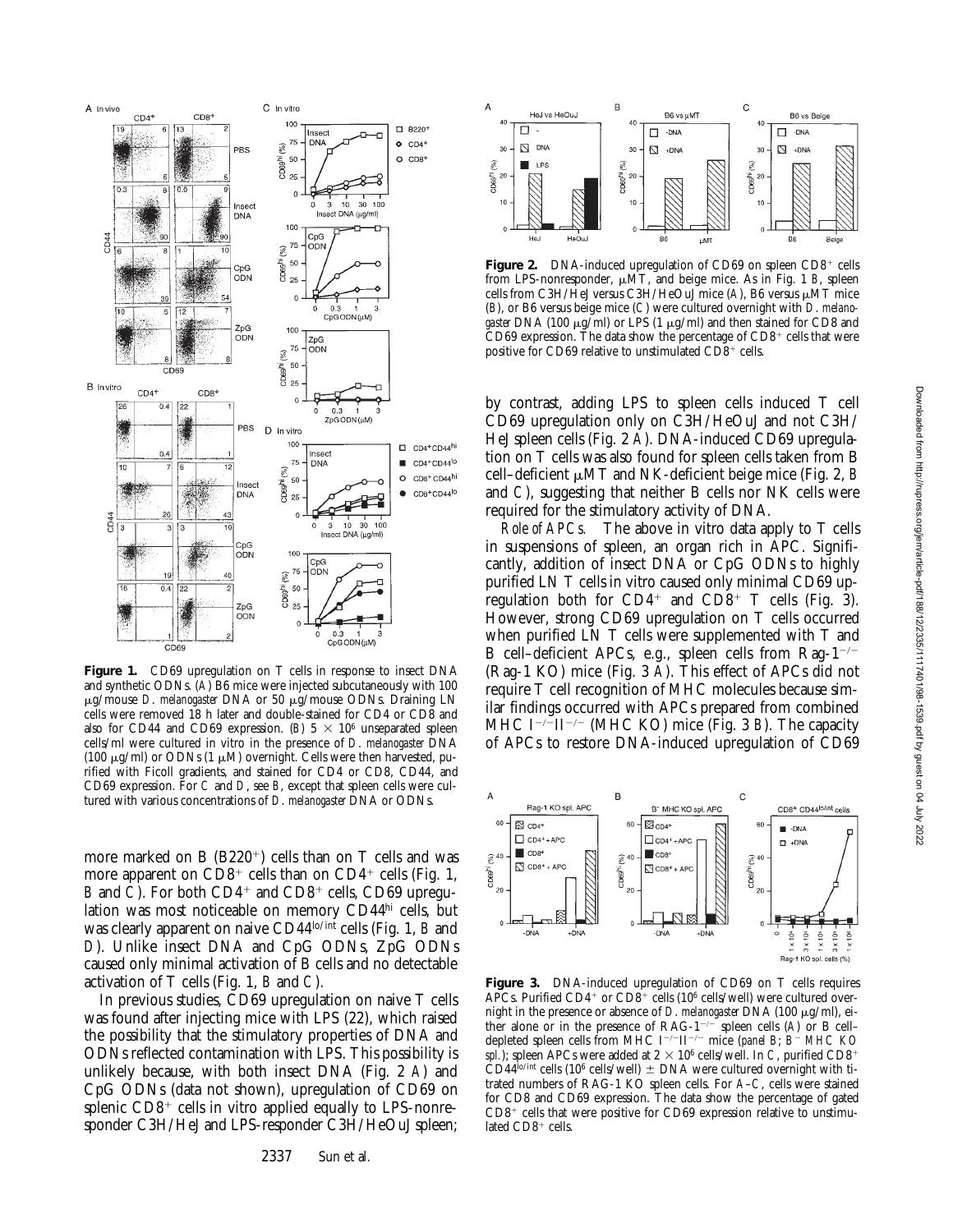**Figure 1.** CD69 upregulation on T cells in response to insect DNA and synthetic ODNs. (*A*) B6 mice were injected subcutaneously with 100 μg/mouse *D. melanogaster* DNA or 50 μg/mouse ODNs. Draining LN cells were removed 18 h later and double-stained for CD4 or CD8 and also for CD44 and CD69 expression. (*B*) 5 × $10^6$ unseparated spleen cells/ml were cultured in vitro in the presence of *D. melanogaster* DNA (100 μg/ml) or ODNs (1 μM) overnight. Cells were then harvested, purified with Ficoll gradients, and stained for CD4 or CD8, CD44, and CD69 expression. For *C* and *D*, see *B*, except that spleen cells were cultured with various concentrations of *D. melanogaster* DNA or ODNs.

more marked on B ($B220^+$) cells than on T cells and was more apparent on $CD8^+$ cells than on $CD4^+$ cells (Fig. 1, *B* and *C*). For both $CD4^+$ and $CD8^+$ cells, CD69 upregulation was most noticeable on memory $CD44^{hi}$ cells, but was clearly apparent on naive $CD44^{lo/int}$ cells (Fig. 1, *B* and *D*). Unlike insect DNA and CpG ODNs, ZpG ODNs caused only minimal activation of B cells and no detectable activation of T cells (Fig. 1, *B* and *C*).

In previous studies, CD69 upregulation on naive T cells was found after injecting mice with LPS (22), which raised the possibility that the stimulatory properties of DNA and ODNs reflected contamination with LPS. This possibility is unlikely because, with both insect DNA (Fig. 2 *A*) and CpG ODNs (data not shown), upregulation of CD69 on splenic $CD8^+$ cells in vitro applied equally to LPS-nonresponder C3H/HeJ and LPS-responder C3H/HeOuJ spleen; by contrast, adding LPS to spleen cells induced T cell CD69 upregulation only on C3H/HeOuJ and not C3H/HeJ spleen cells (Fig. 2 *A*). DNA-induced CD69 upregulation on T cells was also found for spleen cells taken from B cell–deficient μMT and NK-deficient beige mice (Fig. 2, *B* and *C*), suggesting that neither B cells nor NK cells were required for the stimulatory activity of DNA.

*Role of APCs.* The above in vitro data apply to T cells in suspensions of spleen, an organ rich in APC. Significantly, addition of insect DNA or CpG ODNs to highly purified LN T cells in vitro caused only minimal CD69 upregulation both for $CD4^+$ and $CD8^+$ T cells (Fig. 3). However, strong CD69 upregulation on T cells occurred when purified LN T cells were supplemented with T and B cell–deficient APCs, e.g., spleen cells from Rag-$1^{-/-}$ (Rag-1 KO) mice (Fig. 3 *A*). This effect of APCs did not require T cell recognition of MHC molecules because similar findings occurred with APCs prepared from combined MHC $I^{-/-}II^{-/-}$ (MHC KO) mice (Fig. 3 *B*). The capacity of APCs to restore DNA-induced upregulation of CD69

**Figure 2.** DNA-induced upregulation of CD69 on spleen $CD8^+$ cells from LPS-nonresponder, μMT, and beige mice. As in Fig. 1 *B*, spleen cells from C3H/HeJ versus C3H/HeOuJ mice (*A*), B6 versus μMT mice (*B*), or B6 versus beige mice (*C*) were cultured overnight with *D. melanogaster* DNA (100 μg/ml) or LPS (1 μg/ml) and then stained for CD8 and CD69 expression. The data show the percentage of $CD8^+$ cells that were positive for CD69 relative to unstimulated $CD8^+$ cells.

**Figure 3.** DNA-induced upregulation of CD69 on T cells requires APCs. Purified $CD4^+$ or $CD8^+$ cells ($10^6$ cells/well) were cultured overnight in the presence or absence of *D. melanogaster* DNA (100 μg/ml), either alone or in the presence of RAG-$1^{-/-}$ spleen cells (*A*) or B cell–depleted spleen cells from MHC $I^{-/-}II^{-/-}$ mice (*panel B*; *$B^-$ MHC KO spl.*); spleen APCs were added at 2 × $10^6$ cells/well. In *C*, purified $CD8^+$ $CD44^{lo/int}$ cells ($10^6$ cells/well) ± DNA were cultured overnight with titrated numbers of RAG-1 KO spleen cells. For *A–C*, cells were stained for CD8 and CD69 expression. The data show the percentage of gated $CD8^+$ cells that were positive for CD69 expression relative to unstimulated $CD8^+$ cells.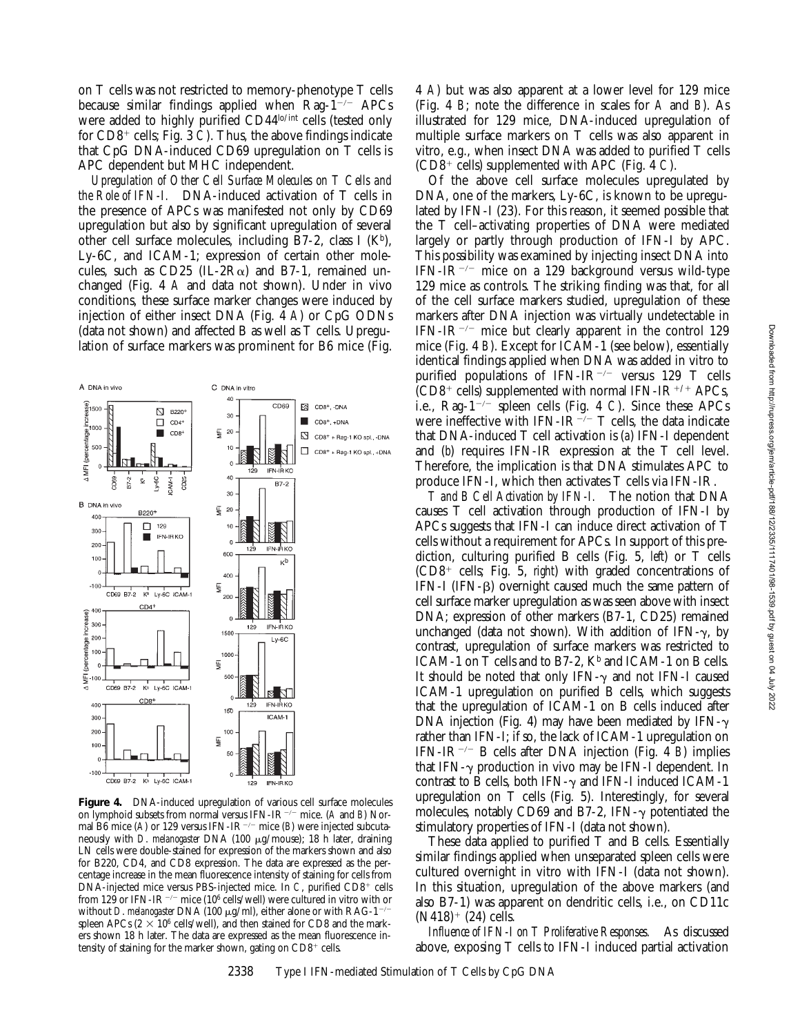on T cells was not restricted to memory-phenotype T cells because similar findings applied when Rag-$1^{-/-}$ APCs were added to highly purified CD44$^{lo/int}$ cells (tested only for CD8$^+$ cells; Fig. 3 C). Thus, the above findings indicate that CpG DNA-induced CD69 upregulation on T cells is APC dependent but MHC independent.

*Upregulation of Other Cell Surface Molecules on T Cells and the Role of IFN-I.* DNA-induced activation of T cells in the presence of APCs was manifested not only by CD69 upregulation but also by significant upregulation of several other cell surface molecules, including B7-2, class I (K$^b$), Ly-6C, and ICAM-1; expression of certain other molecules, such as CD25 (IL-2R$\alpha$) and B7-1, remained unchanged (Fig. 4 A and data not shown). Under in vivo conditions, these surface marker changes were induced by injection of either insect DNA (Fig. 4 A) or CpG ODNs (data not shown) and affected B as well as T cells. Upregulation of surface markers was prominent for B6 mice (Fig. 4 A) but was also apparent at a lower level for 129 mice (Fig. 4 B; note the difference in scales for A and B). As illustrated for 129 mice, DNA-induced upregulation of multiple surface markers on T cells was also apparent in vitro, e.g., when insect DNA was added to purified T cells (CD8$^+$ cells) supplemented with APC (Fig. 4 C).

**Figure 4.** DNA-induced upregulation of various cell surface molecules on lymphoid subsets from normal versus IFN-IR$^{-/-}$ mice. (A and B) Normal B6 mice (A) or 129 versus IFN-IR$^{-/-}$ mice (B) were injected subcutaneously with *D. melanogaster* DNA (100 μg/mouse); 18 h later, draining LN cells were double-stained for expression of the markers shown and also for B220, CD4, and CD8 expression. The data are expressed as the percentage increase in the mean fluorescence intensity of staining for cells from DNA-injected mice versus PBS-injected mice. In C, purified CD8$^+$ cells from 129 or IFN-IR$^{-/-}$ mice ($10^6$ cells/well) were cultured in vitro with or without *D. melanogaster* DNA (100 μg/ml), either alone or with RAG-$1^{-/-}$ spleen APCs ($2 \times 10^6$ cells/well), and then stained for CD8 and the markers shown 18 h later. The data are expressed as the mean fluorescence intensity of staining for the marker shown, gating on CD8$^+$ cells.

Of the above cell surface molecules upregulated by DNA, one of the markers, Ly-6C, is known to be upregulated by IFN-I (23). For this reason, it seemed possible that the T cell–activating properties of DNA were mediated largely or partly through production of IFN-I by APC. This possibility was examined by injecting insect DNA into IFN-IR$^{-/-}$ mice on a 129 background versus wild-type 129 mice as controls. The striking finding was that, for all of the cell surface markers studied, upregulation of these markers after DNA injection was virtually undetectable in IFN-IR$^{-/-}$ mice but clearly apparent in the control 129 mice (Fig. 4 B). Except for ICAM-1 (see below), essentially identical findings applied when DNA was added in vitro to purified populations of IFN-IR$^{-/-}$ versus 129 T cells (CD8$^+$ cells) supplemented with normal IFN-IR$^{+/+}$ APCs, i.e., Rag-$1^{-/-}$ spleen cells (Fig. 4 C). Since these APCs were ineffective with IFN-IR$^{-/-}$ T cells, the data indicate that DNA-induced T cell activation is (a) IFN-I dependent and (b) requires IFN-IR expression at the T cell level. Therefore, the implication is that DNA stimulates APC to produce IFN-I, which then activates T cells via IFN-IR.

*T and B Cell Activation by IFN-I.* The notion that DNA causes T cell activation through production of IFN-I by APCs suggests that IFN-I can induce direct activation of T cells without a requirement for APCs. In support of this prediction, culturing purified B cells (Fig. 5, *left*) or T cells (CD8$^+$ cells; Fig. 5, *right*) with graded concentrations of IFN-I (IFN-$\beta$) overnight caused much the same pattern of cell surface marker upregulation as was seen above with insect DNA; expression of other markers (B7-1, CD25) remained unchanged (data not shown). With addition of IFN-$\gamma$, by contrast, upregulation of surface markers was restricted to ICAM-1 on T cells and to B7-2, K$^b$ and ICAM-1 on B cells. It should be noted that only IFN-$\gamma$ and not IFN-I caused ICAM-1 upregulation on purified B cells, which suggests that the upregulation of ICAM-1 on B cells induced after DNA injection (Fig. 4) may have been mediated by IFN-$\gamma$ rather than IFN-I; if so, the lack of ICAM-1 upregulation on IFN-IR$^{-/-}$ B cells after DNA injection (Fig. 4 B) implies that IFN-$\gamma$ production in vivo may be IFN-I dependent. In contrast to B cells, both IFN-$\gamma$ and IFN-I induced ICAM-1 upregulation on T cells (Fig. 5). Interestingly, for several molecules, notably CD69 and B7-2, IFN-$\gamma$ potentiated the stimulatory properties of IFN-I (data not shown).

These data applied to purified T and B cells. Essentially similar findings applied when unseparated spleen cells were cultured overnight in vitro with IFN-I (data not shown). In this situation, upregulation of the above markers (and also B7-1) was apparent on dendritic cells, i.e., on CD11c (N418)$^+$ (24) cells.

*Influence of IFN-I on T Proliferative Responses.* As discussed above, exposing T cells to IFN-I induced partial activation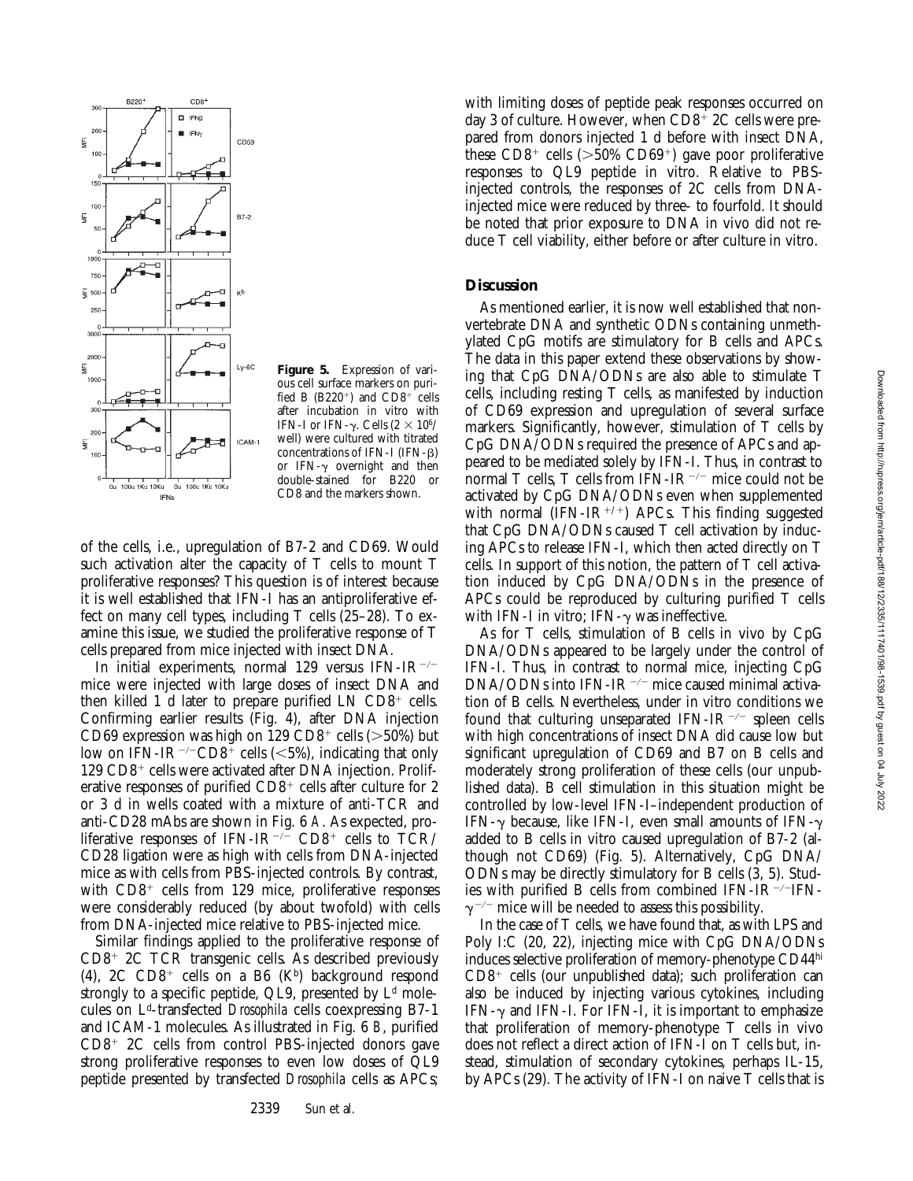**Figure 5.** Expression of various cell surface markers on purified B (B220+) and CD8+ cells after incubation in vitro with IFN-I or IFN-γ. Cells (2 × 10[6]/well) were cultured with titrated concentrations of IFN-I (IFN-β) or IFN-γ overnight and then double-stained for B220 or CD8 and the markers shown.

of the cells, i.e., upregulation of B7-2 and CD69. Would such activation alter the capacity of T cells to mount T proliferative responses? This question is of interest because it is well established that IFN-I has an antiproliferative effect on many cell types, including T cells (25–28). To examine this issue, we studied the proliferative response of T cells prepared from mice injected with insect DNA.

In initial experiments, normal 129 versus IFN-IR$^{-/-}$ mice were injected with large doses of insect DNA and then killed 1 d later to prepare purified LN CD8+ cells. Confirming earlier results (Fig. 4), after DNA injection CD69 expression was high on 129 CD8+ cells (>50%) but low on IFN-IR$^{-/-}$CD8+ cells (<5%), indicating that only 129 CD8+ cells were activated after DNA injection. Proliferative responses of purified CD8+ cells after culture for 2 or 3 d in wells coated with a mixture of anti-TCR and anti-CD28 mAbs are shown in Fig. 6 *A*. As expected, proliferative responses of IFN-IR$^{-/-}$ CD8+ cells to TCR/CD28 ligation were as high with cells from DNA-injected mice as with cells from PBS-injected controls. By contrast, with CD8+ cells from 129 mice, proliferative responses were considerably reduced (by about twofold) with cells from DNA-injected mice relative to PBS-injected mice.

Similar findings applied to the proliferative response of CD8+ 2C TCR transgenic cells. As described previously (4), 2C CD8+ cells on a B6 (K[b]) background respond strongly to a specific peptide, QL9, presented by L[d] molecules on L[d]-transfected *Drosophila* cells coexpressing B7-1 and ICAM-1 molecules. As illustrated in Fig. 6 *B*, purified CD8+ 2C cells from control PBS-injected donors gave strong proliferative responses to even low doses of QL9 peptide presented by transfected *Drosophila* cells as APCs; with limiting doses of peptide peak responses occurred on day 3 of culture. However, when CD8+ 2C cells were prepared from donors injected 1 d before with insect DNA, these CD8+ cells (>50% CD69+) gave poor proliferative responses to QL9 peptide in vitro. Relative to PBS-injected controls, the responses of 2C cells from DNA-injected mice were reduced by three- to fourfold. It should be noted that prior exposure to DNA in vivo did not reduce T cell viability, either before or after culture in vitro.

## Discussion

As mentioned earlier, it is now well established that nonvertebrate DNA and synthetic ODNs containing unmethylated CpG motifs are stimulatory for B cells and APCs. The data in this paper extend these observations by showing that CpG DNA/ODNs are also able to stimulate T cells, including resting T cells, as manifested by induction of CD69 expression and upregulation of several surface markers. Significantly, however, stimulation of T cells by CpG DNA/ODNs required the presence of APCs and appeared to be mediated solely by IFN-I. Thus, in contrast to normal T cells, T cells from IFN-IR$^{-/-}$ mice could not be activated by CpG DNA/ODNs even when supplemented with normal (IFN-IR$^{+/+}$) APCs. This finding suggested that CpG DNA/ODNs caused T cell activation by inducing APCs to release IFN-I, which then acted directly on T cells. In support of this notion, the pattern of T cell activation induced by CpG DNA/ODNs in the presence of APCs could be reproduced by culturing purified T cells with IFN-I in vitro; IFN-γ was ineffective.

As for T cells, stimulation of B cells in vivo by CpG DNA/ODNs appeared to be largely under the control of IFN-I. Thus, in contrast to normal mice, injecting CpG DNA/ODNs into IFN-IR$^{-/-}$ mice caused minimal activation of B cells. Nevertheless, under in vitro conditions we found that culturing unseparated IFN-IR$^{-/-}$ spleen cells with high concentrations of insect DNA did cause low but significant upregulation of CD69 and B7 on B cells and moderately strong proliferation of these cells (our unpublished data). B cell stimulation in this situation might be controlled by low-level IFN-I–independent production of IFN-γ because, like IFN-I, even small amounts of IFN-γ added to B cells in vitro caused upregulation of B7-2 (although not CD69) (Fig. 5). Alternatively, CpG DNA/ODNs may be directly stimulatory for B cells (3, 5). Studies with purified B cells from combined IFN-IR$^{-/-}$IFN-γ$^{-/-}$ mice will be needed to assess this possibility.

In the case of T cells, we have found that, as with LPS and Poly I:C (20, 22), injecting mice with CpG DNA/ODNs induces selective proliferation of memory-phenotype CD44[hi] CD8+ cells (our unpublished data); such proliferation can also be induced by injecting various cytokines, including IFN-γ and IFN-I. For IFN-I, it is important to emphasize that proliferation of memory-phenotype T cells in vivo does not reflect a direct action of IFN-I on T cells but, instead, stimulation of secondary cytokines, perhaps IL-15, by APCs (29). The activity of IFN-I on naive T cells that is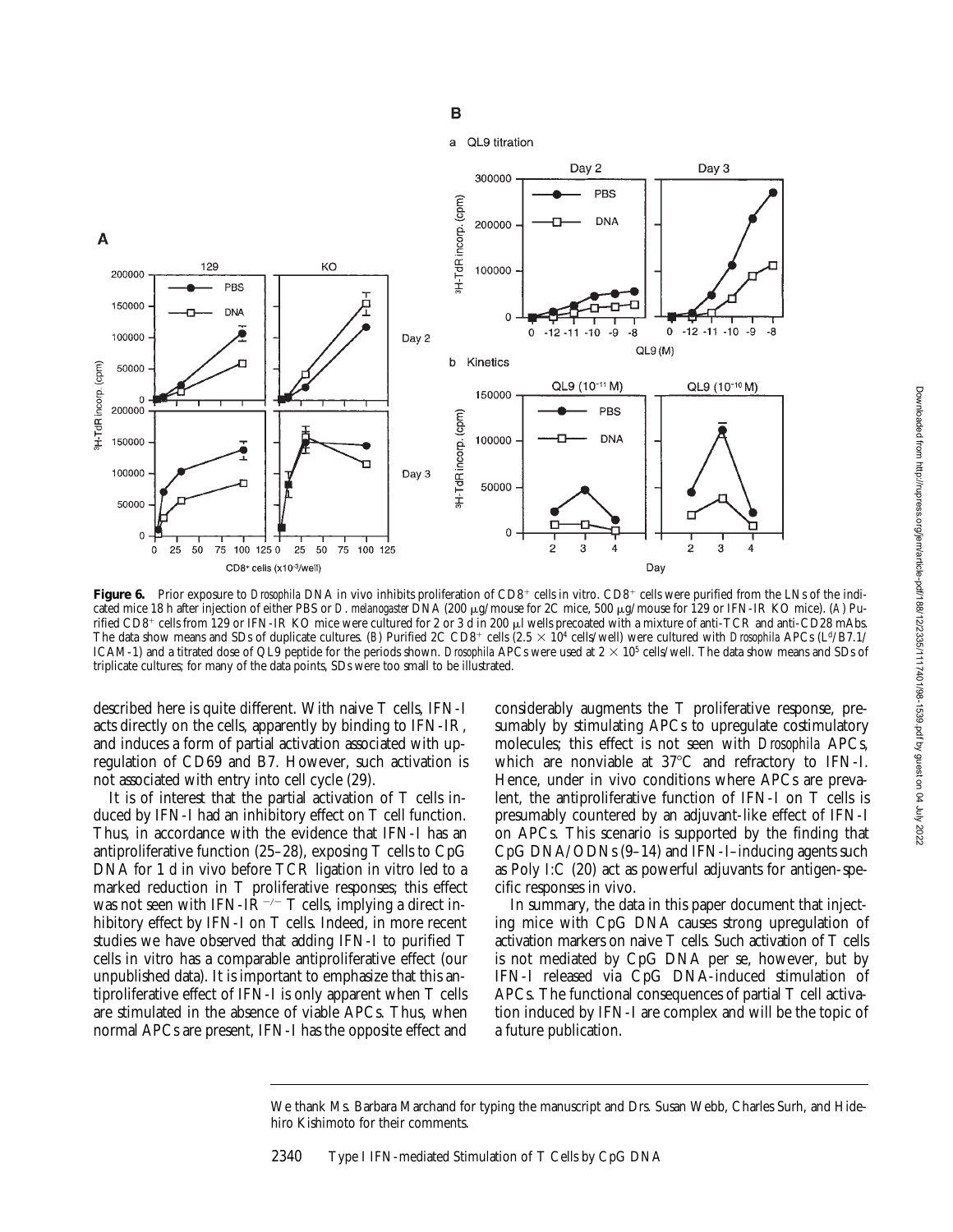**Figure 6.** Prior exposure to *Drosophila* DNA in vivo inhibits proliferation of $CD8^+$ cells in vitro. $CD8^+$ cells were purified from the LNs of the indicated mice 18 h after injection of either PBS or *D. melanogaster* DNA (200 μg/mouse for 2C mice, 500 μg/mouse for 129 or IFN-IR KO mice). (A) Purified $CD8^+$ cells from 129 or IFN-IR KO mice were cultured for 2 or 3 d in 200 μl wells precoated with a mixture of anti-TCR and anti-CD28 mAbs. The data show means and SDs of duplicate cultures. (B) Purified 2C $CD8^+$ cells ($2.5 \times 10^4$ cells/well) were cultured with *Drosophila* APCs ($L^d$/B7.1/ICAM-1) and a titrated dose of QL9 peptide for the periods shown. *Drosophila* APCs were used at $2 \times 10^5$ cells/well. The data show means and SDs of triplicate cultures; for many of the data points, SDs were too small to be illustrated.

described here is quite different. With naive T cells, IFN-I acts directly on the cells, apparently by binding to IFN-IR, and induces a form of partial activation associated with upregulation of CD69 and B7. However, such activation is not associated with entry into cell cycle (29).

It is of interest that the partial activation of T cells induced by IFN-I had an inhibitory effect on T cell function. Thus, in accordance with the evidence that IFN-I has an antiproliferative function (25–28), exposing T cells to CpG DNA for 1 d in vivo before TCR ligation in vitro led to a marked reduction in T proliferative responses; this effect was not seen with IFN-$IR^{-/-}$ T cells, implying a direct inhibitory effect by IFN-I on T cells. Indeed, in more recent studies we have observed that adding IFN-I to purified T cells in vitro has a comparable antiproliferative effect (our unpublished data). It is important to emphasize that this antiproliferative effect of IFN-I is only apparent when T cells are stimulated in the absence of viable APCs. Thus, when normal APCs are present, IFN-I has the opposite effect and considerably augments the T proliferative response, presumably by stimulating APCs to upregulate costimulatory molecules; this effect is not seen with *Drosophila* APCs, which are nonviable at 37°C and refractory to IFN-I. Hence, under in vivo conditions where APCs are prevalent, the antiproliferative function of IFN-I on T cells is presumably countered by an adjuvant-like effect of IFN-I on APCs. This scenario is supported by the finding that CpG DNA/ODNs (9–14) and IFN-I–inducing agents such as Poly I:C (20) act as powerful adjuvants for antigen-specific responses in vivo.

In summary, the data in this paper document that injecting mice with CpG DNA causes strong upregulation of activation markers on naive T cells. Such activation of T cells is not mediated by CpG DNA per se, however, but by IFN-I released via CpG DNA-induced stimulation of APCs. The functional consequences of partial T cell activation induced by IFN-I are complex and will be the topic of a future publication.

---

We thank Ms. Barbara Marchand for typing the manuscript and Drs. Susan Webb, Charles Surh, and Hidehiro Kishimoto for their comments.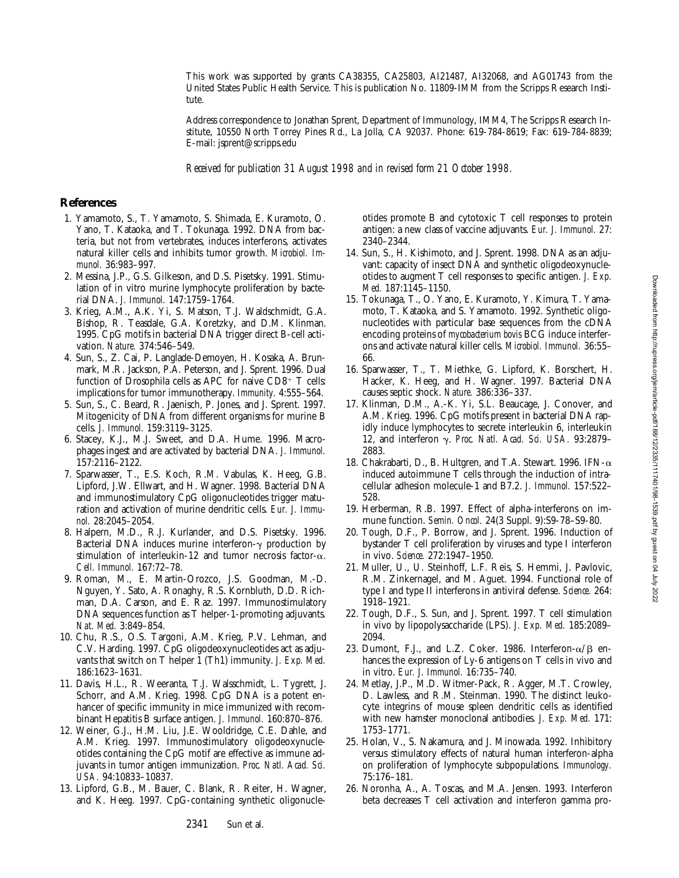This work was supported by grants CA38355, CA25803, AI21487, AI32068, and AG01743 from the United States Public Health Service. This is publication No. 11809-IMM from the Scripps Research Institute.

Address correspondence to Jonathan Sprent, Department of Immunology, IMM4, The Scripps Research Institute, 10550 North Torrey Pines Rd., La Jolla, CA 92037. Phone: 619-784-8619; Fax: 619-784-8839; E-mail: jsprent@scripps.edu

*Received for publication 31 August 1998 and in revised form 21 October 1998.*

## References

1. Yamamoto, S., T. Yamamoto, S. Shimada, E. Kuramoto, O. Yano, T. Kataoka, and T. Tokunaga. 1992. DNA from bacteria, but not from vertebrates, induces interferons, activates natural killer cells and inhibits tumor growth. *Microbiol. Immunol.* 36:983–997.
2. Messina, J.P., G.S. Gilkeson, and D.S. Pisetsky. 1991. Stimulation of in vitro murine lymphocyte proliferation by bacterial DNA. *J. Immunol.* 147:1759–1764.
3. Krieg, A.M., A.K. Yi, S. Matson, T.J. Waldschmidt, G.A. Bishop, R. Teasdale, G.A. Koretzky, and D.M. Klinman. 1995. CpG motifs in bacterial DNA trigger direct B-cell activation. *Nature.* 374:546–549.
4. Sun, S., Z. Cai, P. Langlade-Demoyen, H. Kosaka, A. Brunmark, M.R. Jackson, P.A. Peterson, and J. Sprent. 1996. Dual function of Drosophila cells as APC for naive $CD8^+$ T cells: implications for tumor immunotherapy. *Immunity.* 4:555–564.
5. Sun, S., C. Beard, R. Jaenisch, P. Jones, and J. Sprent. 1997. Mitogenicity of DNA from different organisms for murine B cells. *J. Immunol.* 159:3119–3125.
6. Stacey, K.J., M.J. Sweet, and D.A. Hume. 1996. Macrophages ingest and are activated by bacterial DNA. *J. Immunol.* 157:2116–2122.
7. Sparwasser, T., E.S. Koch, R.M. Vabulas, K. Heeg, G.B. Lipford, J.W. Ellwart, and H. Wagner. 1998. Bacterial DNA and immunostimulatory CpG oligonucleotides trigger maturation and activation of murine dendritic cells. *Eur. J. Immunol.* 28:2045–2054.
8. Halpern, M.D., R.J. Kurlander, and D.S. Pisetsky. 1996. Bacterial DNA induces murine interferon-γ production by stimulation of interleukin-12 and tumor necrosis factor-α. *Cell. Immunol.* 167:72–78.
9. Roman, M., E. Martin-Orozco, J.S. Goodman, M.-D. Nguyen, Y. Sato, A. Ronaghy, R.S. Kornbluth, D.D. Richman, D.A. Carson, and E. Raz. 1997. Immunostimulatory DNA sequences function as T helper-1-promoting adjuvants. *Nat. Med.* 3:849–854.
10. Chu, R.S., O.S. Targoni, A.M. Krieg, P.V. Lehman, and C.V. Harding. 1997. CpG oligodeoxynucleotides act as adjuvants that switch on T helper 1 (Th1) immunity. *J. Exp. Med.* 186:1623–1631.
11. Davis, H.L., R. Weeranta, T.J. Walsschmidt, L. Tygrett, J. Schorr, and A.M. Krieg. 1998. CpG DNA is a potent enhancer of specific immunity in mice immunized with recombinant Hepatitis B surface antigen. *J. Immunol.* 160:870–876.
12. Weiner, G.J., H.M. Liu, J.E. Wooldridge, C.E. Dahle, and A.M. Krieg. 1997. Immunostimulatory oligodeoxynucleotides containing the CpG motif are effective as immune adjuvants in tumor antigen immunization. *Proc. Natl. Acad. Sci. USA.* 94:10833–10837.
13. Lipford, G.B., M. Bauer, C. Blank, R. Reiter, H. Wagner, and K. Heeg. 1997. CpG-containing synthetic oligonucleotides promote B and cytotoxic T cell responses to protein antigen: a new class of vaccine adjuvants. *Eur. J. Immunol.* 27: 2340–2344.
14. Sun, S., H. Kishimoto, and J. Sprent. 1998. DNA as an adjuvant: capacity of insect DNA and synthetic oligodeoxynucleotides to augment T cell responses to specific antigen. *J. Exp. Med.* 187:1145–1150.
15. Tokunaga, T., O. Yano, E. Kuramoto, Y. Kimura, T. Yamamoto, T. Kataoka, and S. Yamamoto. 1992. Synthetic oligonucleotides with particular base sequences from the cDNA encoding proteins of *mycobacterium bovis* BCG induce interferons and activate natural killer cells. *Microbiol. Immunol.* 36:55–66.
16. Sparwasser, T., T. Miethke, G. Lipford, K. Borschert, H. Hacker, K. Heeg, and H. Wagner. 1997. Bacterial DNA causes septic shock. *Nature.* 386:336–337.
17. Klinman, D.M., A.-K. Yi, S.L. Beaucage, J. Conover, and A.M. Krieg. 1996. CpG motifs present in bacterial DNA rapidly induce lymphocytes to secrete interleukin 6, interleukin 12, and interferon γ. *Proc. Natl. Acad. Sci. USA.* 93:2879–2883.
18. Chakrabarti, D., B. Hultgren, and T.A. Stewart. 1996. IFN-α induced autoimmune T cells through the induction of intracellular adhesion molecule-1 and B7.2. *J. Immunol.* 157:522–528.
19. Herberman, R.B. 1997. Effect of alpha-interferons on immune function. *Semin. Oncol.* 24(3 Suppl. 9):S9-78–S9-80.
20. Tough, D.F., P. Borrow, and J. Sprent. 1996. Induction of bystander T cell proliferation by viruses and type I interferon in vivo. *Science.* 272:1947–1950.
21. Muller, U., U. Steinhoff, L.F. Reis, S. Hemmi, J. Pavlovic, R.M. Zinkernagel, and M. Aguet. 1994. Functional role of type I and type II interferons in antiviral defense. *Science.* 264: 1918–1921.
22. Tough, D.F., S. Sun, and J. Sprent. 1997. T cell stimulation in vivo by lipopolysaccharide (LPS). *J. Exp. Med.* 185:2089–2094.
23. Dumont, F.J., and L.Z. Coker. 1986. Interferon-α/β enhances the expression of Ly-6 antigens on T cells in vivo and in vitro. *Eur. J. Immunol.* 16:735–740.
24. Metlay, J.P., M.D. Witmer-Pack, R. Agger, M.T. Crowley, D. Lawless, and R.M. Steinman. 1990. The distinct leukocyte integrins of mouse spleen dendritic cells as identified with new hamster monoclonal antibodies. *J. Exp. Med.* 171: 1753–1771.
25. Holan, V., S. Nakamura, and J. Minowada. 1992. Inhibitory versus stimulatory effects of natural human interferon-alpha on proliferation of lymphocyte subpopulations. *Immunology.* 75:176–181.
26. Noronha, A., A. Toscas, and M.A. Jensen. 1993. Interferon beta decreases T cell activation and interferon gamma pro-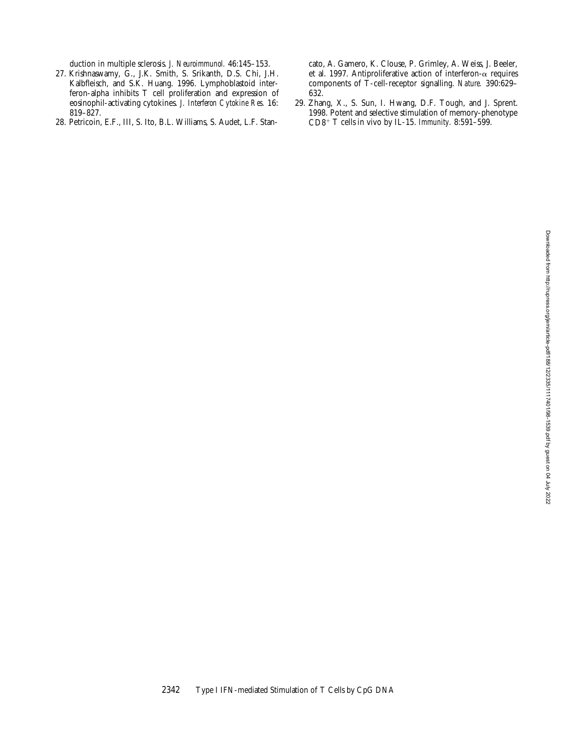duction in multiple sclerosis. *J. Neuroimmunol.* 46:145–153.

27. Krishnaswamy, G., J.K. Smith, S. Srikanth, D.S. Chi, J.H. Kalbfleisch, and S.K. Huang. 1996. Lymphoblastoid interferon-alpha inhibits T cell proliferation and expression of eosinophil-activating cytokines. *J. Interferon Cytokine Res.* 16: 819–827.
28. Petricoin, E.F., III, S. Ito, B.L. Williams, S. Audet, L.F. Stancato, A. Gamero, K. Clouse, P. Grimley, A. Weiss, J. Beeler, et al. 1997. Antiproliferative action of interferon-$\alpha$ requires components of T-cell-receptor signalling. *Nature.* 390:629–632.
29. Zhang, X., S. Sun, I. Hwang, D.F. Tough, and J. Sprent. 1998. Potent and selective stimulation of memory-phenotype $CD8^+$ T cells in vivo by IL-15. *Immunity.* 8:591–599.